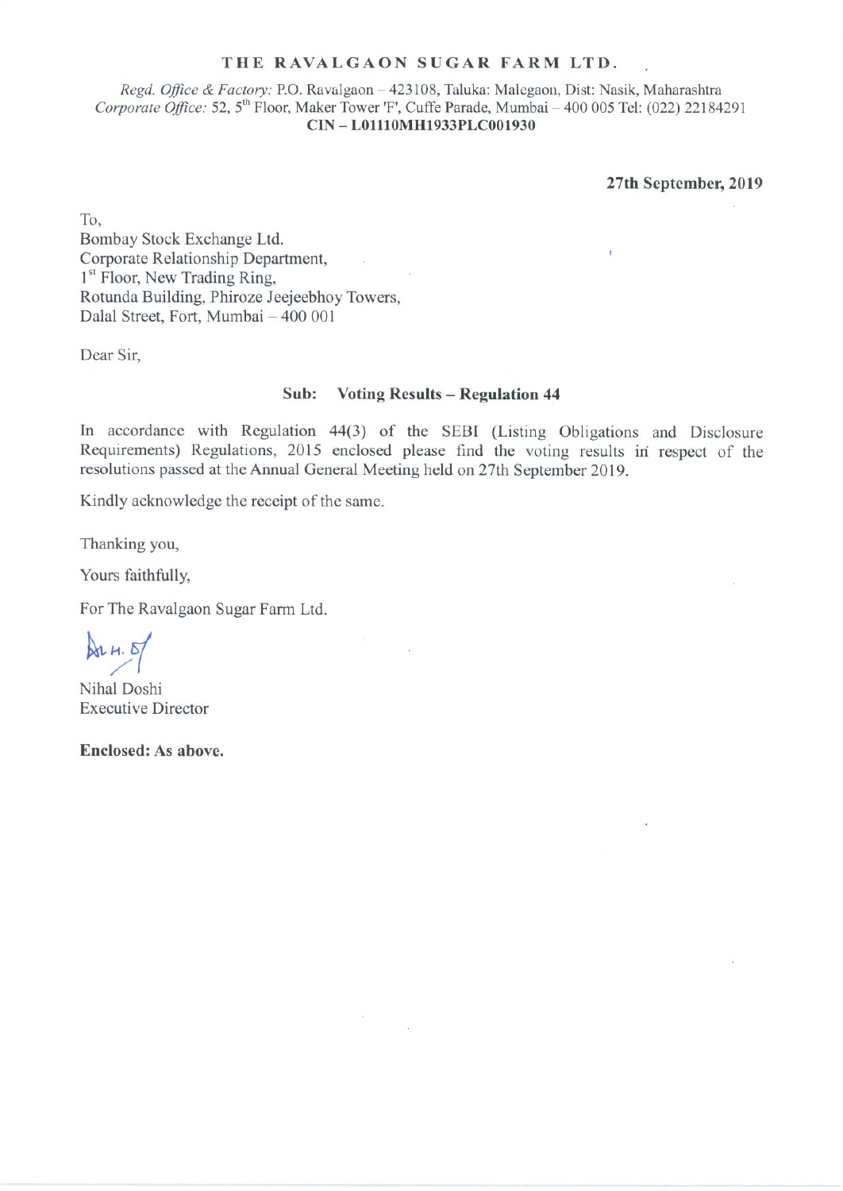**THE RAVALGAON SUGAR FARM LTD.**

*Regd. Office & Factory:* P.O. Ravalgaon – 423108, Taluka: Malegaon, Dist: Nasik, Maharashtra
*Corporate Office:* 52, 5th Floor, Maker Tower 'F', Cuffe Parade, Mumbai – 400 005 Tel: (022) 22184291
**CIN – L01110MH1933PLC001930**

**27th September, 2019**

To,
Bombay Stock Exchange Ltd.
Corporate Relationship Department,
1st Floor, New Trading Ring,
Rotunda Building, Phiroze Jeejeebhoy Towers,
Dalal Street, Fort, Mumbai – 400 001

Dear Sir,

**Sub: Voting Results – Regulation 44**

In accordance with Regulation 44(3) of the SEBI (Listing Obligations and Disclosure Requirements) Regulations, 2015 enclosed please find the voting results in respect of the resolutions passed at the Annual General Meeting held on 27th September 2019.

Kindly acknowledge the receipt of the same.

Thanking you,

Yours faithfully,

For The Ravalgaon Sugar Farm Ltd.

Nihal Doshi
Executive Director

**Enclosed: As above.**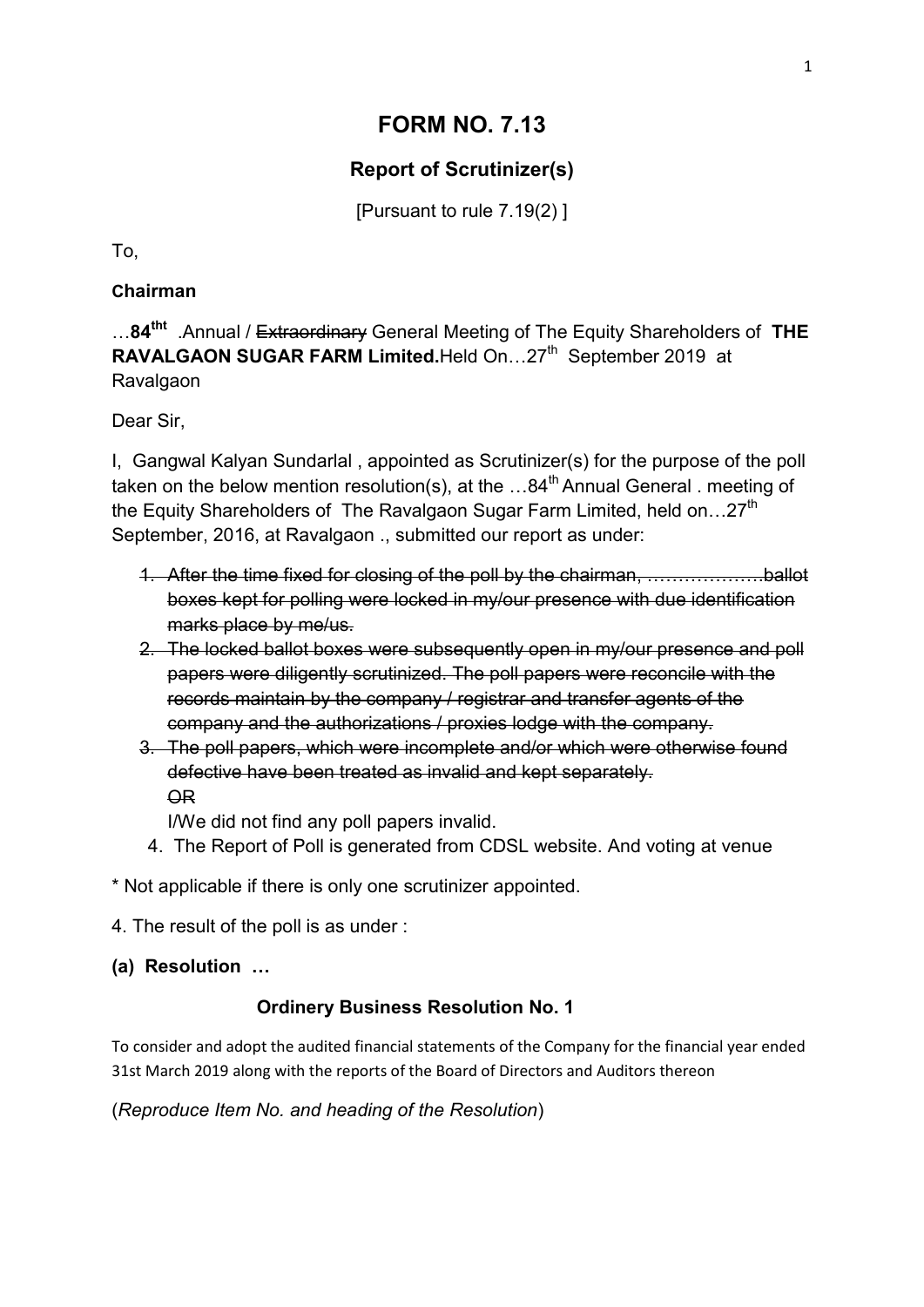# FORM NO. 7.13

## Report of Scrutinizer(s)

[Pursuant to rule 7.19(2) ]

To,

**Chairman**

…**84tht** .Annual / ~~Extraordinary~~ General Meeting of The Equity Shareholders of **THE RAVALGAON SUGAR FARM Limited.**Held On…27th September 2019 at Ravalgaon

Dear Sir,

I, Gangwal Kalyan Sundarlal , appointed as Scrutinizer(s) for the purpose of the poll taken on the below mention resolution(s), at the …84th Annual General . meeting of the Equity Shareholders of The Ravalgaon Sugar Farm Limited, held on…27th September, 2016, at Ravalgaon ., submitted our report as under:

1. ~~After the time fixed for closing of the poll by the chairman, ……………….ballot boxes kept for polling were locked in my/our presence with due identification marks place by me/us.~~
2. ~~The locked ballot boxes were subsequently open in my/our presence and poll papers were diligently scrutinized. The poll papers were reconcile with the records maintain by the company / registrar and transfer agents of the company and the authorizations / proxies lodge with the company.~~
3. ~~The poll papers, which were incomplete and/or which were otherwise found defective have been treated as invalid and kept separately.~~
   ~~OR~~
   I/We did not find any poll papers invalid.
4. The Report of Poll is generated from CDSL website. And voting at venue

* Not applicable if there is only one scrutinizer appointed.

4. The result of the poll is as under :

**(a) Resolution …**

**Ordinery Business Resolution No. 1**

To consider and adopt the audited financial statements of the Company for the financial year ended 31st March 2019 along with the reports of the Board of Directors and Auditors thereon

(*Reproduce Item No. and heading of the Resolution*)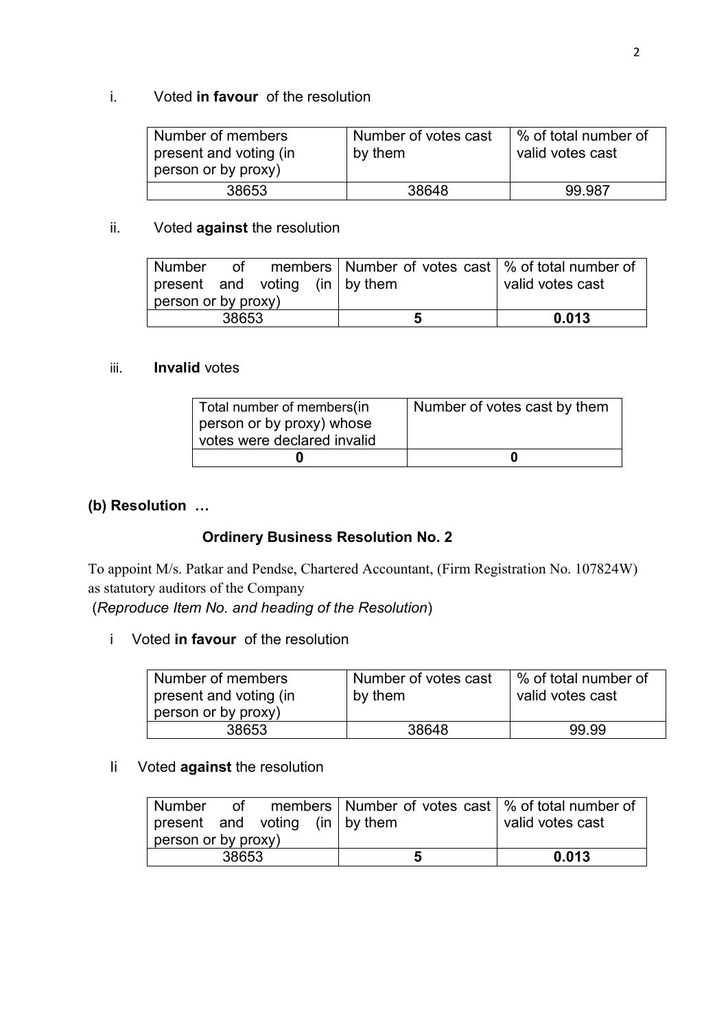i. Voted **in favour** of the resolution

| Number of members present and voting (in person or by proxy) | Number of votes cast by them | % of total number of valid votes cast |
|---|---|---|
| 38653 | 38648 | 99.987 |

ii. Voted **against** the resolution

| Number of members present and voting (in person or by proxy) | Number of votes cast by them | % of total number of valid votes cast |
|---|---|---|
| 38653 | **5** | **0.013** |

iii. **Invalid** votes

| Total number of members(in person or by proxy) whose votes were declared invalid | Number of votes cast by them |
|---|---|
| **0** | **0** |

**(b) Resolution …**

**Ordinery Business Resolution No. 2**

To appoint M/s. Patkar and Pendse, Chartered Accountant, (Firm Registration No. 107824W) as statutory auditors of the Company

(*Reproduce Item No. and heading of the Resolution*)

i Voted **in favour** of the resolution

| Number of members present and voting (in person or by proxy) | Number of votes cast by them | % of total number of valid votes cast |
|---|---|---|
| 38653 | 38648 | 99.99 |

Ii Voted **against** the resolution

| Number of members present and voting (in person or by proxy) | Number of votes cast by them | % of total number of valid votes cast |
|---|---|---|
| 38653 | **5** | **0.013** |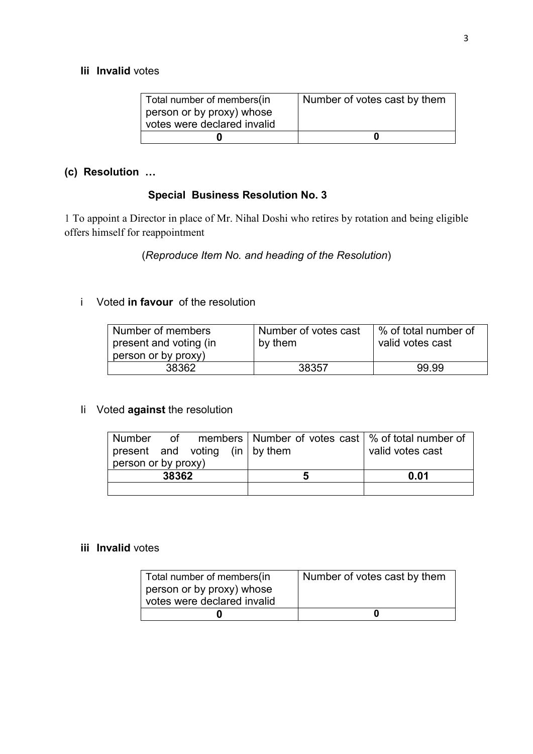**Iii Invalid** votes

| Total number of members(in person or by proxy) whose votes were declared invalid | Number of votes cast by them |
|---|---|
| **0** | **0** |

## (c) Resolution …

### Special Business Resolution No. 3

1 To appoint a Director in place of Mr. Nihal Doshi who retires by rotation and being eligible offers himself for reappointment

(*Reproduce Item No. and heading of the Resolution*)

i Voted **in favour** of the resolution

| Number of members present and voting (in person or by proxy) | Number of votes cast by them | % of total number of valid votes cast |
|---|---|---|
| 38362 | 38357 | 99.99 |

Ii Voted **against** the resolution

| Number of members present and voting (in person or by proxy) | Number of votes cast by them | % of total number of valid votes cast |
|---|---|---|
| **38362** | **5** | **0.01** |
| | | |

**iii Invalid** votes

| Total number of members(in person or by proxy) whose votes were declared invalid | Number of votes cast by them |
|---|---|
| **0** | **0** |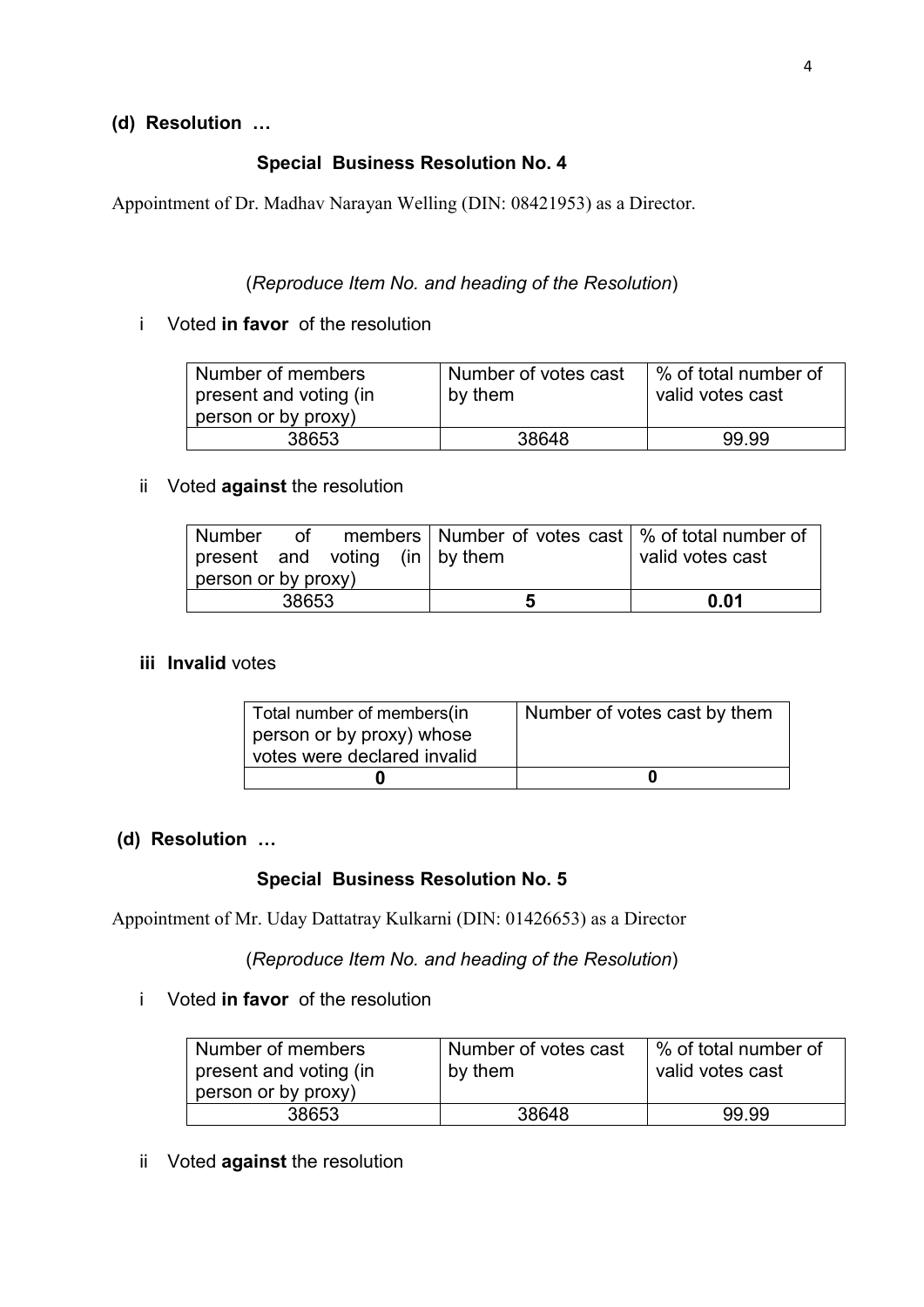**(d) Resolution …**

**Special Business Resolution No. 4**

Appointment of Dr. Madhav Narayan Welling (DIN: 08421953) as a Director.

(*Reproduce Item No. and heading of the Resolution*)

i Voted **in favor** of the resolution

| Number of members present and voting (in person or by proxy) | Number of votes cast by them | % of total number of valid votes cast |
|---|---|---|
| 38653 | 38648 | 99.99 |

ii Voted **against** the resolution

| Number of members present and voting (in person or by proxy) | Number of votes cast by them | % of total number of valid votes cast |
|---|---|---|
| 38653 | **5** | **0.01** |

**iii Invalid** votes

| Total number of members(in person or by proxy) whose votes were declared invalid | Number of votes cast by them |
|---|---|
| **0** | **0** |

**(d) Resolution …**

**Special Business Resolution No. 5**

Appointment of Mr. Uday Dattatray Kulkarni (DIN: 01426653) as a Director

(*Reproduce Item No. and heading of the Resolution*)

i Voted **in favor** of the resolution

| Number of members present and voting (in person or by proxy) | Number of votes cast by them | % of total number of valid votes cast |
|---|---|---|
| 38653 | 38648 | 99.99 |

ii Voted **against** the resolution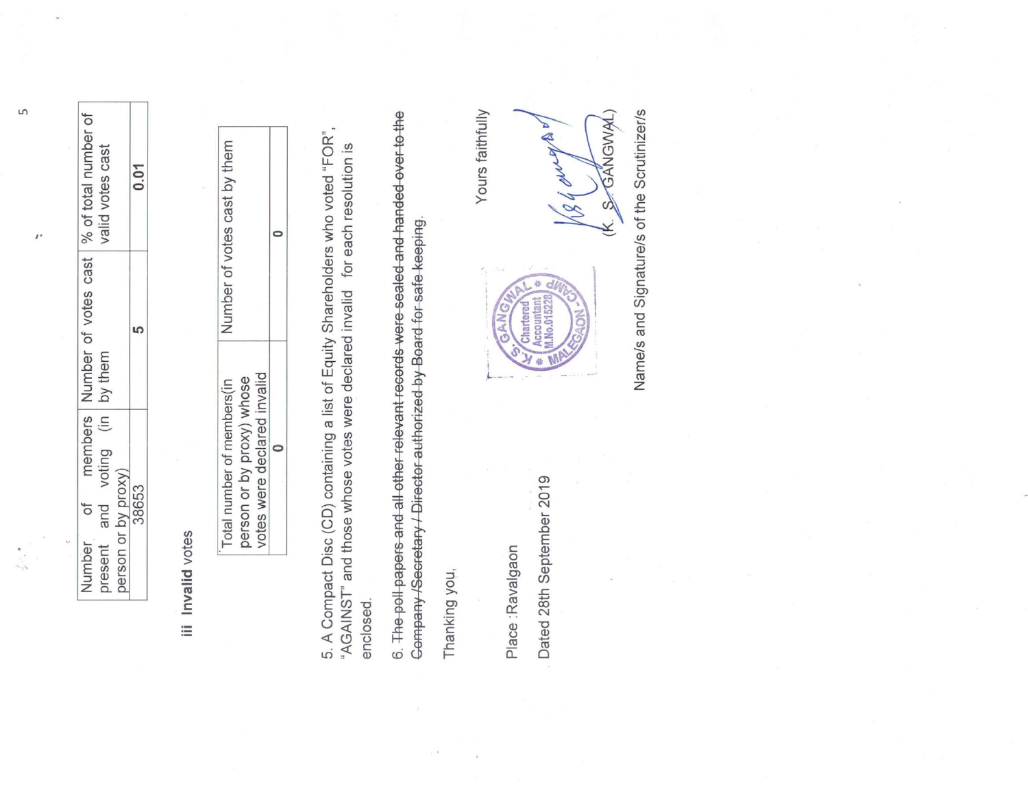| Number of members present and voting (in person or by proxy) | Number of votes cast by them | % of total number of valid votes cast |
|---|---|---|
| 38653 | **5** | **0.01** |

iii **Invalid** votes

| Total number of members(in person or by proxy) whose votes were declared invalid | Number of votes cast by them |
|---|---|
| **0** | **0** |

5. A Compact Disc (CD) containing a list of Equity Shareholders who voted "FOR", "AGAINST" and those whose votes were declared invalid for each resolution is enclosed.

6. ~~The poll papers and all other relevant records were sealed and handed over to the Company /Secretary / Director authorized by Board for safe keeping.~~

Thanking you,

Yours faithfully

Place :Ravalgaon

Dated 28th September 2019

K. S. GANGWAL * Chartered Accountant M.No.015228 * MALEGAON-CAMP

(K. S. GANGWAL)

Name/s and Signature/s of the Scrutinizer/s